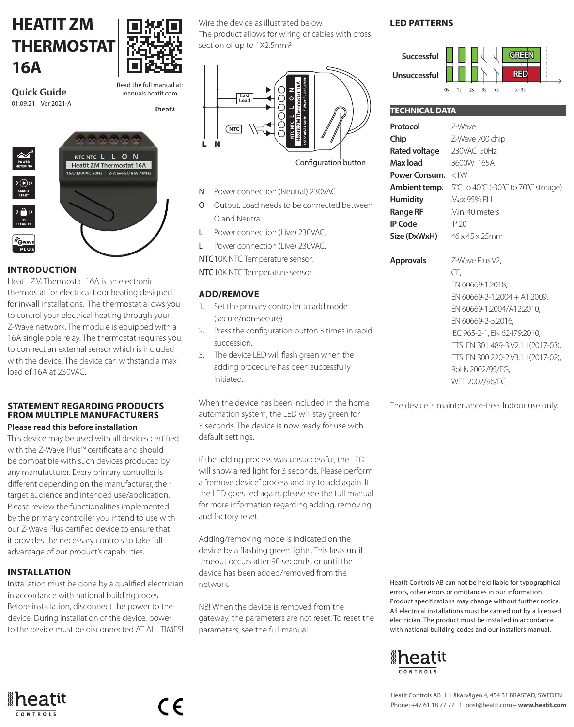# HEATIT ZM THERMOSTAT 16A

## Quick Guide

01.09.21 Ver 2021-A

Read the full manual at: manuals.heatit.com

## INTRODUCTION

Heatit ZM Thermostat 16A is an electronic thermostat for electrical floor heating designed for inwall installations. The thermostat allows you to control your electrical heating through your Z-Wave network. The module is equipped with a 16A single pole relay. The thermostat requires you to connect an external sensor which is included with the device. The device can withstand a max load of 16A at 230VAC.

## STATEMENT REGARDING PRODUCTS FROM MULTIPLE MANUFACTURERS

**Please read this before installation**

This device may be used with all devices certified with the Z-Wave Plus™ certificate and should be compatible with such devices produced by any manufacturer. Every primary controller is different depending on the manufacturer, their target audience and intended use/application. Please review the functionalities implemented by the primary controller you intend to use with our Z-Wave Plus certified device to ensure that it provides the necessary controls to take full advantage of our product's capabilities.

## INSTALLATION

Installation must be done by a qualified electrician in accordance with national building codes. Before installation, disconnect the power to the device. During installation of the device, power to the device must be disconnected AT ALL TIMES!

Wire the device as illustrated below. The product allows for wiring of cables with cross section of up to 1X2.5mm²

Configuration button

- N Power connection (Neutral) 230VAC.
- O Output. Load needs to be connected between O and Neutral.
- L Power connection (Live) 230VAC.
- L Power connection (Live) 230VAC.
- NTC 10K NTC Temperature sensor.
- NTC 10K NTC Temperature sensor.

## ADD/REMOVE

1. Set the primary controller to add mode (secure/non-secure).
2. Press the configuration button 3 times in rapid succession.
3. The device LED will flash green when the adding procedure has been successfully initiated.

When the device has been included in the home automation system, the LED will stay green for 3 seconds. The device is now ready for use with default settings.

If the adding process was unsuccessful, the LED will show a red light for 3 seconds. Please perform a "remove device" process and try to add again. If the LED goes red again, please see the full manual for more information regarding adding, removing and factory reset.

Adding/removing mode is indicated on the device by a flashing green lights. This lasts until timeout occurs after 90 seconds, or until the device has been added/removed from the network.

NB! When the device is removed from the gateway, the parameters are not reset. To reset the parameters, see the full manual.

## LED PATTERNS

Successful — GREEN

Unsuccessful — RED

0s 1s 2s 3s xs x+3s

## TECHNICAL DATA

| | |
|---|---|
| **Protocol** | Z-Wave |
| **Chip** | Z-Wave 700 chip |
| **Rated voltage** | 230VAC 50Hz |
| **Max load** | 3600W 165A |
| **Power Consum.** | <1W |
| **Ambient temp.** | 5°C to 40°C (-30°C to 70°C storage) |
| **Humidity** | Max 95% RH |
| **Range RF** | Min. 40 meters |
| **IP Code** | IP 20 |
| **Size (DxWxH)** | 46 x 45 x 25mm |
| **Approvals** | Z-Wave Plus V2, CE, EN 60669-1:2018, EN 60669-2-1:2004 + A1:2009, EN 60669-1:2004/A12:2010, EN 60669-2-5:2016, IEC 965-2-1, EN 62479:2010, ETSI EN 301 489-3 V2.1.1(2017-03), ETSI EN 300 220-2 V3.1.1(2017-02), RoHs 2002/95/EG, WEE 2002/96/EC |

The device is maintenance-free. Indoor use only.

Heatit Controls AB can not be held liable for typographical errors, other errors or omittances in our information. Product specifications may change without further notice. All electrical installations must be carried out by a licensed electrician. The product must be installed in accordance with national building codes and our installers manual.

Heatit Controls AB | Läkarvägen 4, 454 31 BRASTAD, SWEDEN
Phone: +47 61 18 77 77 | post@heatit.com – **www.heatit.com**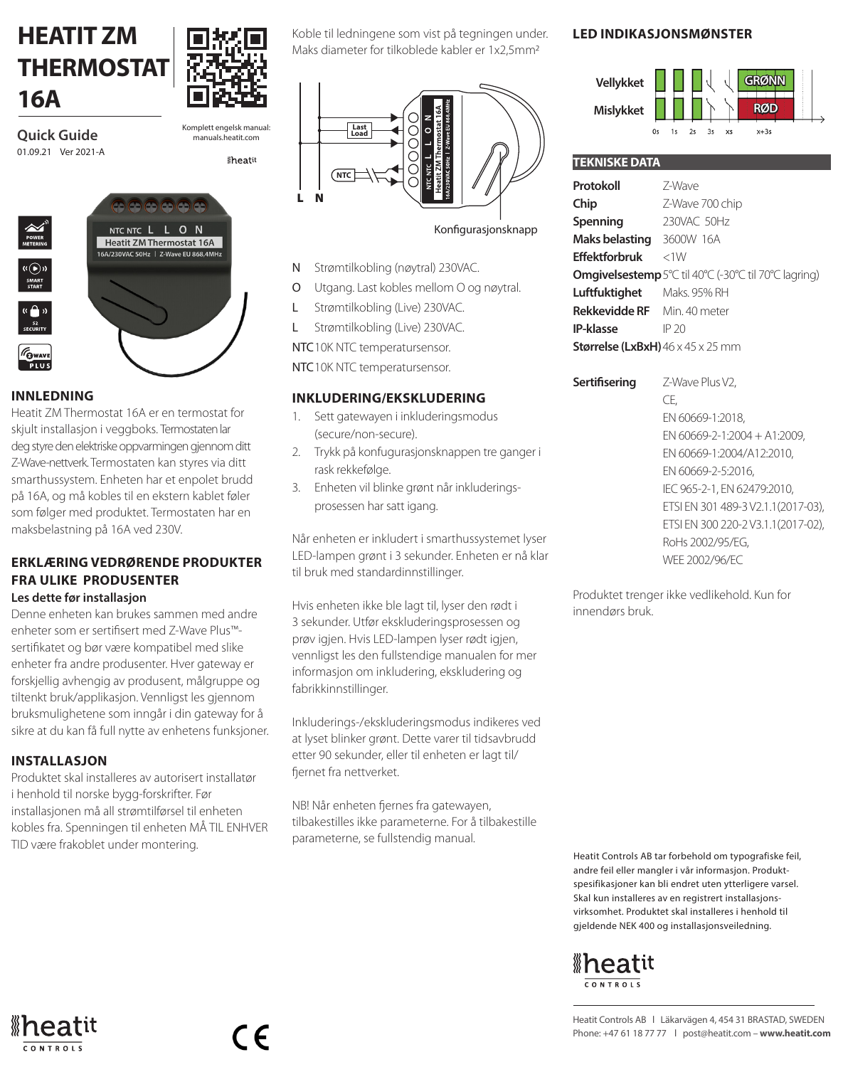# HEATIT ZM THERMOSTAT 16A

## Quick Guide

01.09.21 Ver 2021-A

Komplett engelsk manual: manuals.heatit.com

POWER METERING

SMART START

S2 SECURITY

Z-WAVE PLUS

## INNLEDNING

Heatit ZM Thermostat 16A er en termostat for skjult installasjon i veggboks. Termostaten lar deg styre den elektriske oppvarmingen gjennom ditt Z-Wave-nettverk. Termostaten kan styres via ditt smarthussystem. Enheten har et enpolet brudd på 16A, og må kobles til en ekstern kablet føler som følger med produktet. Termostaten har en maksbelastning på 16A ved 230V.

## ERKLÆRING VEDRØRENDE PRODUKTER FRA ULIKE PRODUSENTER

**Les dette før installasjon**

Denne enheten kan brukes sammen med andre enheter som er sertifisert med Z-Wave Plus™-sertifikatet og bør være kompatibel med slike enheter fra andre produsenter. Hver gateway er forskjellig avhengig av produsent, målgruppe og tiltenkt bruk/applikasjon. Vennligst les gjennom bruksmulighetene som inngår i din gateway for å sikre at du kan få full nytte av enhetens funksjoner.

## INSTALLASJON

Produktet skal installeres av autorisert installatør i henhold til norske bygg-forskrifter. Før installasjonen må all strømtilførsel til enheten kobles fra. Spenningen til enheten MÅ TIL ENHVER TID være frakoblet under montering.

Koble til ledningene som vist på tegningen under. Maks diameter for tilkoblede kabler er 1x2,5mm²

Last Load

NTC

L N

Konfigurasjonsknapp

- N Strømtilkobling (nøytral) 230VAC.
- O Utgang. Last kobles mellom O og nøytral.
- L Strømtilkobling (Live) 230VAC.
- L Strømtilkobling (Live) 230VAC.
- NTC 10K NTC temperatursensor.
- NTC 10K NTC temperatursensor.

## INKLUDERING/EKSKLUDERING

1. Sett gatewayen i inkluderingsmodus (secure/non-secure).
2. Trykk på konfugurasjonsknappen tre ganger i rask rekkefølge.
3. Enheten vil blinke grønt når inkluderings-prosessen har satt igang.

Når enheten er inkludert i smarthussystemet lyser LED-lampen grønt i 3 sekunder. Enheten er nå klar til bruk med standardinnstillinger.

Hvis enheten ikke ble lagt til, lyser den rødt i 3 sekunder. Utfør ekskluderingsprosessen og prøv igjen. Hvis LED-lampen lyser rødt igjen, vennligst les den fullstendige manualen for mer informasjon om inkludering, ekskludering og fabrikkinnstillinger.

Inkluderings-/ekskluderingsmodus indikeres ved at lyset blinker grønt. Dette varer til tidsavbrudd etter 90 sekunder, eller til enheten er lagt til/fjernet fra nettverket.

NB! Når enheten fjernes fra gatewayen, tilbakestilles ikke parameterne. For å tilbakestille parameterne, se fullstendig manual.

## LED INDIKASJONSMØNSTER

Vellykket — GRØNN

Mislykket — RØD

0s 1s 2s 3s xs x+3s

## TEKNISKE DATA

| | |
|---|---|
| **Protokoll** | Z-Wave |
| **Chip** | Z-Wave 700 chip |
| **Spenning** | 230VAC 50Hz |
| **Maks belasting** | 3600W 16A |
| **Effektforbruk** | <1W |
| **Omgivelsestemp** | 5°C til 40°C (-30°C til 70°C lagring) |
| **Luftfuktighet** | Maks. 95% RH |
| **Rekkevidde RF** | Min. 40 meter |
| **IP-klasse** | IP 20 |
| **Størrelse (LxBxH)** | 46 x 45 x 25 mm |
| **Sertifisering** | Z-Wave Plus V2, CE, EN 60669-1:2018, EN 60669-2-1:2004 + A1:2009, EN 60669-1:2004/A12:2010, EN 60669-2-5:2016, IEC 965-2-1, EN 62479:2010, ETSI EN 301 489-3 V2.1.1(2017-03), ETSI EN 300 220-2 V3.1.1(2017-02), RoHs 2002/95/EG, WEE 2002/96/EC |

Produktet trenger ikke vedlikehold. Kun for innendørs bruk.

Heatit Controls AB tar forbehold om typografiske feil, andre feil eller mangler i vår informasjon. Produkt-spesifikasjoner kan bli endret uten ytterligere varsel. Skal kun installeres av en registrert installasjons-virksomhet. Produktet skal installeres i henhold til gjeldende NEK 400 og installasjonsveiledning.

heatit CONTROLS

Heatit Controls AB | Läkarvägen 4, 454 31 BRASTAD, SWEDEN
Phone: +47 61 18 77 77 | post@heatit.com – **www.heatit.com**